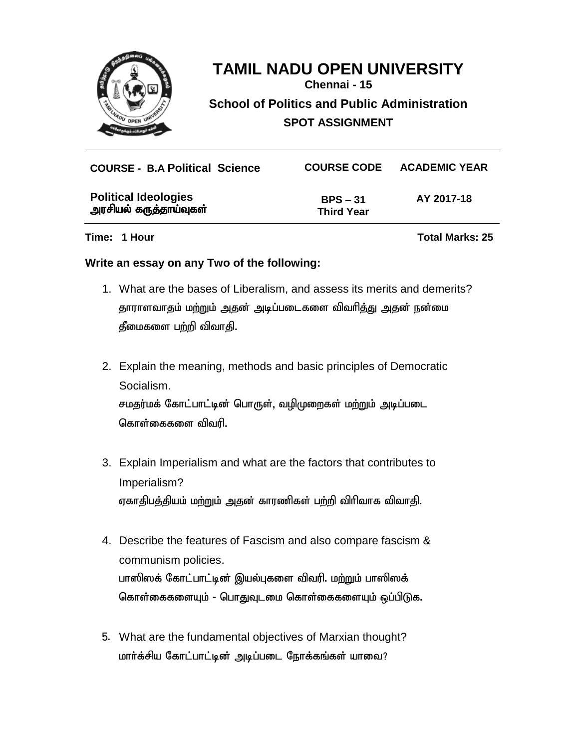# TAMIL NADU OPEN UNIVERSITY

**Chennai - 15**

**School of Politics and Public Administration**

**SPOT ASSIGNMENT**

| COURSE - B.A Political Science | COURSE CODE | ACADEMIC YEAR |
|---|---|---|
| **Political Ideologies**<br>**அரசியல் கருத்தாய்வுகள்** | **BPS – 31**<br>**Third Year** | **AY 2017-18** |

**Time: 1 Hour** **Total Marks: 25**

**Write an essay on any Two of the following:**

1. What are the bases of Liberalism, and assess its merits and demerits?
   தாராளவாதம் மற்றும் அதன் அடிப்படைகளை விவரித்து அதன் நன்மை தீமைகளை பற்றி விவாதி.

2. Explain the meaning, methods and basic principles of Democratic Socialism.
   சமதர்மக் கோட்பாட்டின் பொருள், வழிமுறைகள் மற்றும் அடிப்படை கொள்கைகளை விவரி.

3. Explain Imperialism and what are the factors that contributes to Imperialism?
   ஏகாதிபத்தியம் மற்றும் அதன் காரணிகள் பற்றி விரிவாக விவாதி.

4. Describe the features of Fascism and also compare fascism & communism policies.
   பாஸிஸக் கோட்பாட்டின் இயல்புகளை விவரி. மற்றும் பாஸிஸக் கொள்கைகளையும் - பொதுவுடமை கொள்கைகளையும் ஒப்பிடுக.

5. What are the fundamental objectives of Marxian thought?
   மார்க்சிய கோட்பாட்டின் அடிப்படை நோக்கங்கள் யாவை?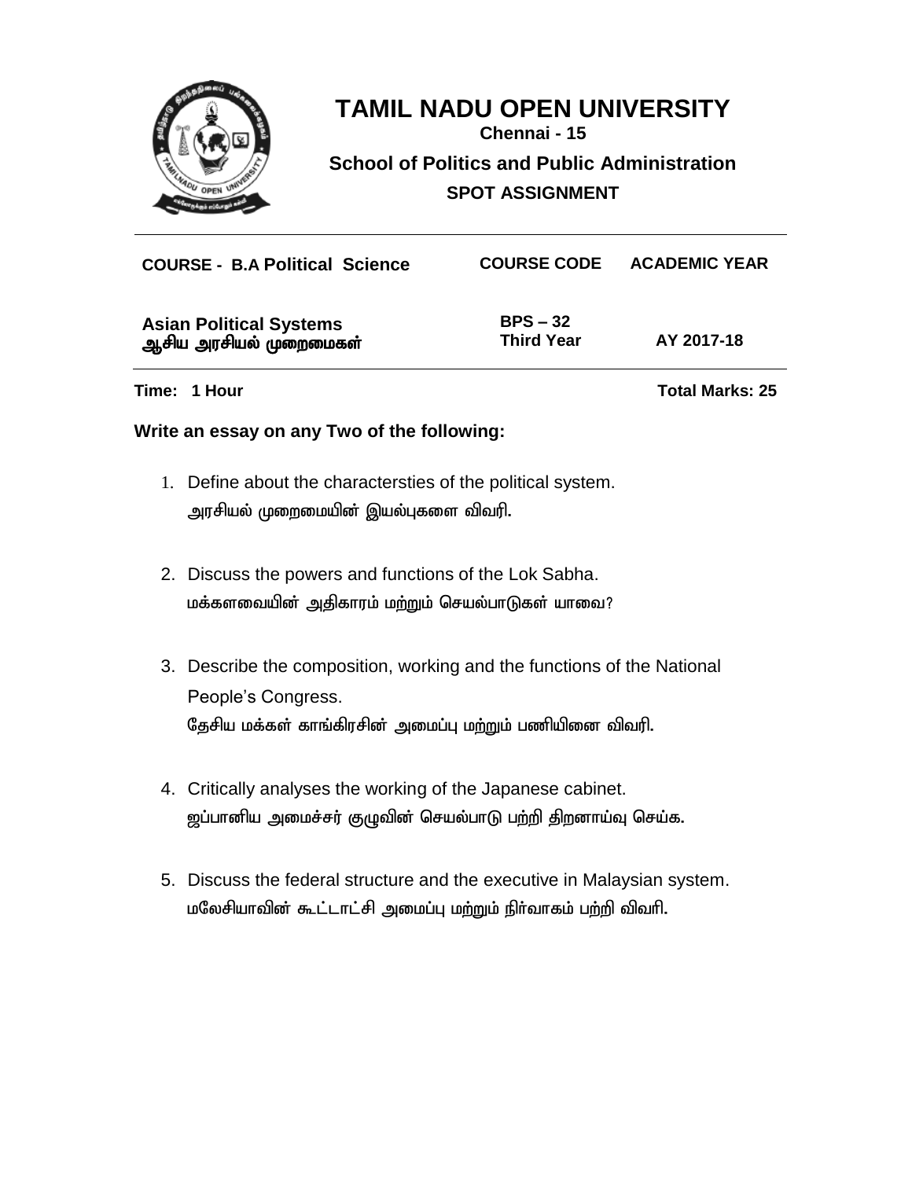# TAMIL NADU OPEN UNIVERSITY

**Chennai - 15**

**School of Politics and Public Administration**

**SPOT ASSIGNMENT**

| COURSE - B.A Political Science | COURSE CODE | ACADEMIC YEAR |
| --- | --- | --- |
| Asian Political Systems<br>ஆசிய அரசியல் முறைமைகள் | BPS – 32<br>Third Year | AY 2017-18 |

**Time: 1 Hour** **Total Marks: 25**

**Write an essay on any Two of the following:**

1. Define about the charactersties of the political system.
   அரசியல் முறைமையின் இயல்புகளை விவரி.

2. Discuss the powers and functions of the Lok Sabha.
   மக்களவையின் அதிகாரம் மற்றும் செயல்பாடுகள் யாவை?

3. Describe the composition, working and the functions of the National People's Congress.
   தேசிய மக்கள் காங்கிரசின் அமைப்பு மற்றும் பணியினை விவரி.

4. Critically analyses the working of the Japanese cabinet.
   ஜப்பானிய அமைச்சர் குழுவின் செயல்பாடு பற்றி திறனாய்வு செய்க.

5. Discuss the federal structure and the executive in Malaysian system.
   மலேசியாவின் கூட்டாட்சி அமைப்பு மற்றும் நிர்வாகம் பற்றி விவரி.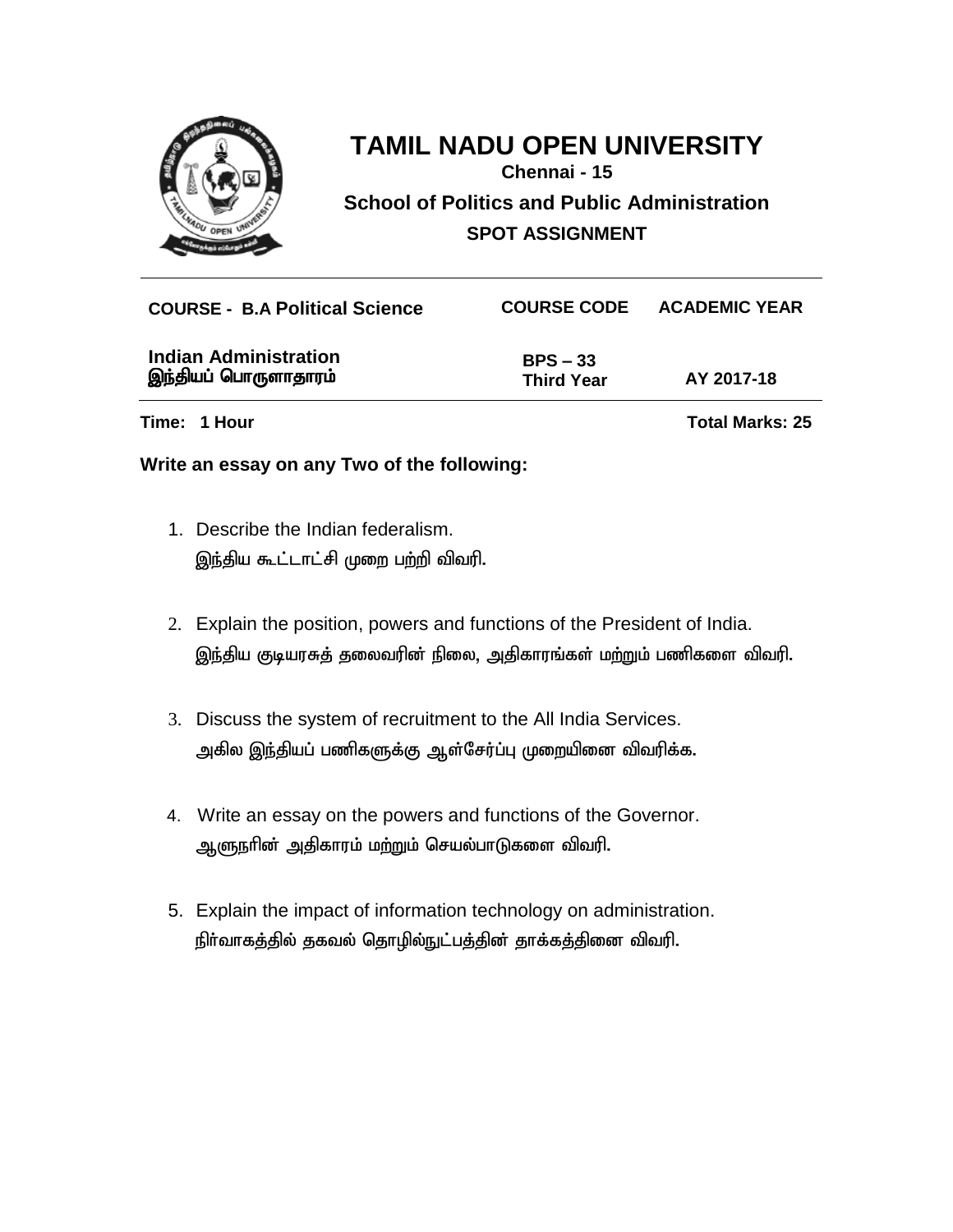# TAMIL NADU OPEN UNIVERSITY

**Chennai - 15**

**School of Politics and Public Administration**

**SPOT ASSIGNMENT**

| COURSE - B.A Political Science | COURSE CODE | ACADEMIC YEAR |
|---|---|---|
| **Indian Administration** <br> **இந்தியப் பொருளாதாரம்** | **BPS – 33** <br> **Third Year** | **AY 2017-18** |

**Time: 1 Hour** **Total Marks: 25**

**Write an essay on any Two of the following:**

1. Describe the Indian federalism.
   இந்திய கூட்டாட்சி முறை பற்றி விவரி.

2. Explain the position, powers and functions of the President of India.
   இந்திய குடியரசுத் தலைவரின் நிலை, அதிகாரங்கள் மற்றும் பணிகளை விவரி.

3. Discuss the system of recruitment to the All India Services.
   அகில இந்தியப் பணிகளுக்கு ஆள்சேர்ப்பு முறையினை விவரிக்க.

4. Write an essay on the powers and functions of the Governor.
   ஆளுநரின் அதிகாரம் மற்றும் செயல்பாடுகளை விவரி.

5. Explain the impact of information technology on administration.
   நிர்வாகத்தில் தகவல் தொழில்நுட்பத்தின் தாக்கத்தினை விவரி.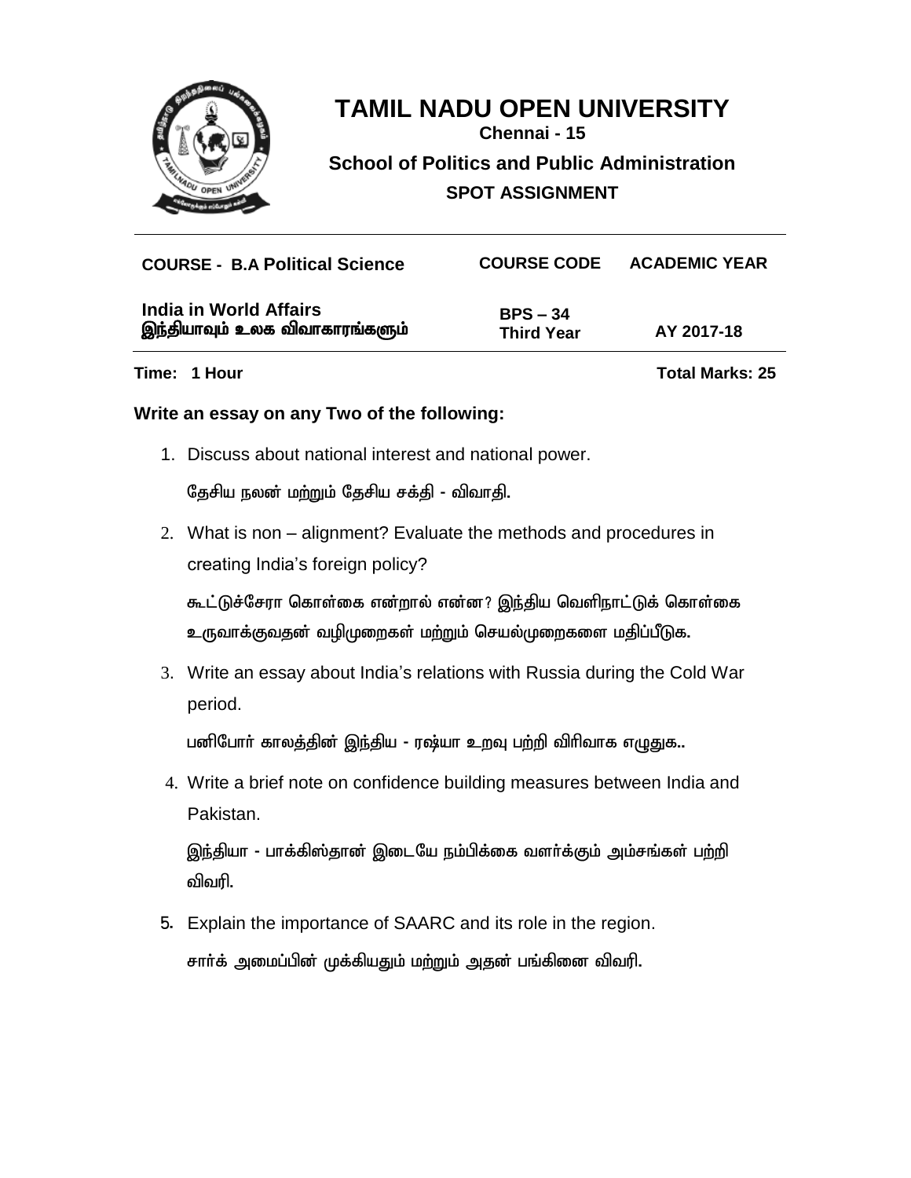# TAMIL NADU OPEN UNIVERSITY

**Chennai - 15**

**School of Politics and Public Administration**

**SPOT ASSIGNMENT**

| COURSE - B.A Political Science | COURSE CODE | ACADEMIC YEAR |
|---|---|---|
| **India in World Affairs**<br>**இந்தியாவும் உலக விவாகாரங்களும்** | **BPS – 34**<br>**Third Year** | **AY 2017-18** |

**Time: 1 Hour** **Total Marks: 25**

**Write an essay on any Two of the following:**

1. Discuss about national interest and national power.

   தேசிய நலன் மற்றும் தேசிய சக்தி - விவாதி.

2. What is non – alignment? Evaluate the methods and procedures in creating India's foreign policy?

   கூட்டுச்சேரா கொள்கை என்றால் என்ன? இந்திய வெளிநாட்டுக் கொள்கை உருவாக்குவதன் வழிமுறைகள் மற்றும் செயல்முறைகளை மதிப்பீடுக.

3. Write an essay about India's relations with Russia during the Cold War period.

   பனிபோர் காலத்தின் இந்திய - ரஷ்யா உறவு பற்றி விரிவாக எழுதுக..

4. Write a brief note on confidence building measures between India and Pakistan.

   இந்தியா - பாக்கிஸ்தான் இடையே நம்பிக்கை வளர்க்கும் அம்சங்கள் பற்றி விவரி.

5. Explain the importance of SAARC and its role in the region.

   சார்க் அமைப்பின் முக்கியதும் மற்றும் அதன் பங்கினை விவரி.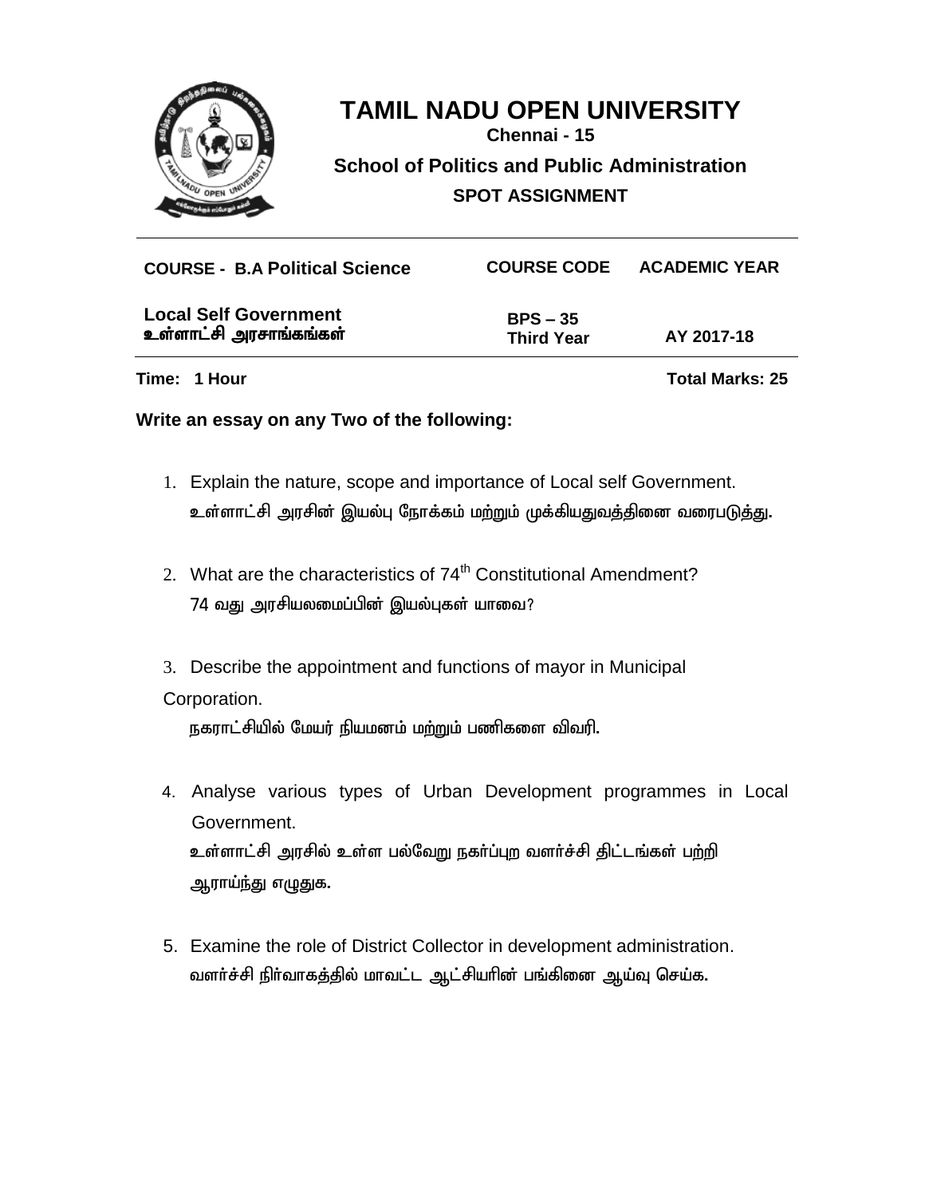# TAMIL NADU OPEN UNIVERSITY

**Chennai - 15**

**School of Politics and Public Administration**

**SPOT ASSIGNMENT**

| COURSE - B.A Political Science | COURSE CODE | ACADEMIC YEAR |
|---|---|---|
| **Local Self Government** உள்ளாட்சி அரசாங்கங்கள் | **BPS – 35** **Third Year** | **AY 2017-18** |

**Time: 1 Hour** **Total Marks: 25**

**Write an essay on any Two of the following:**

1. Explain the nature, scope and importance of Local self Government.
   உள்ளாட்சி அரசின் இயல்பு நோக்கம் மற்றும் முக்கியதுவத்தினை வரைபடுத்து.

2. What are the characteristics of 74th Constitutional Amendment?
   74 வது அரசியலமைப்பின் இயல்புகள் யாவை?

3. Describe the appointment and functions of mayor in Municipal Corporation.
   நகராட்சியில் மேயர் நியமனம் மற்றும் பணிகளை விவரி.

4. Analyse various types of Urban Development programmes in Local Government.
   உள்ளாட்சி அரசில் உள்ள பல்வேறு நகர்ப்புற வளர்ச்சி திட்டங்கள் பற்றி ஆராய்ந்து எழுதுக.

5. Examine the role of District Collector in development administration.
   வளர்ச்சி நிர்வாகத்தில் மாவட்ட ஆட்சியரின் பங்கினை ஆய்வு செய்க.